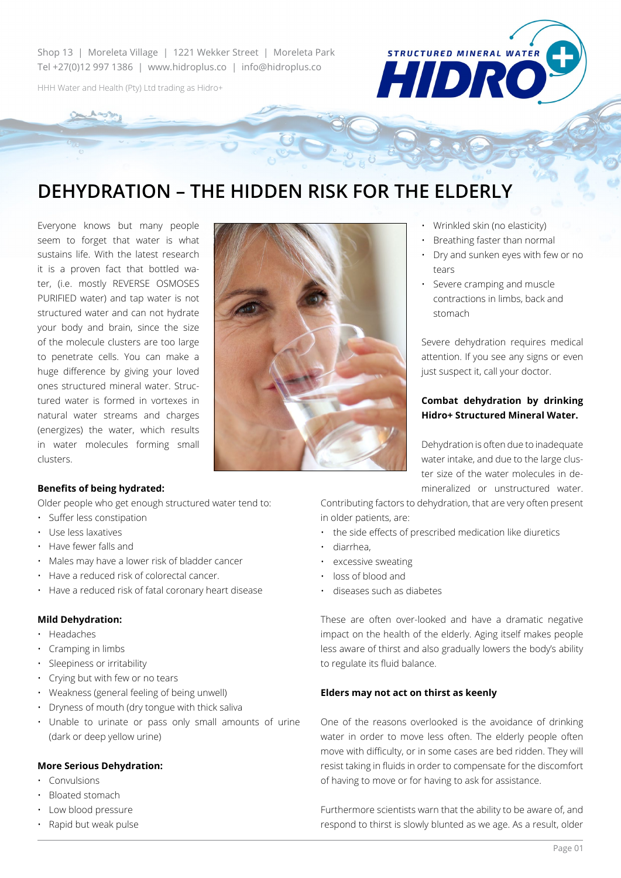Shop 13 | Moreleta Village | 1221 Wekker Street | Moreleta Park
Tel +27(0)12 997 1386 | www.hidroplus.co | info@hidroplus.co

HHH Water and Health (Pty) Ltd trading as Hidro+

# DEHYDRATION – THE HIDDEN RISK FOR THE ELDERLY

Everyone knows but many people seem to forget that water is what sustains life. With the latest research it is a proven fact that bottled water, (i.e. mostly REVERSE OSMOSES PURIFIED water) and tap water is not structured water and can not hydrate your body and brain, since the size of the molecule clusters are too large to penetrate cells. You can make a huge difference by giving your loved ones structured mineral water. Structured water is formed in vortexes in natural water streams and charges (energizes) the water, which results in water molecules forming small clusters.

**Benefits of being hydrated:**

Older people who get enough structured water tend to:

- Suffer less constipation
- Use less laxatives
- Have fewer falls and
- Males may have a lower risk of bladder cancer
- Have a reduced risk of colorectal cancer.
- Have a reduced risk of fatal coronary heart disease

**Mild Dehydration:**

- Headaches
- Cramping in limbs
- Sleepiness or irritability
- Crying but with few or no tears
- Weakness (general feeling of being unwell)
- Dryness of mouth (dry tongue with thick saliva
- Unable to urinate or pass only small amounts of urine (dark or deep yellow urine)

**More Serious Dehydration:**

- Convulsions
- Bloated stomach
- Low blood pressure
- Rapid but weak pulse
- Wrinkled skin (no elasticity)
- Breathing faster than normal
- Dry and sunken eyes with few or no tears
- Severe cramping and muscle contractions in limbs, back and stomach

Severe dehydration requires medical attention. If you see any signs or even just suspect it, call your doctor.

**Combat dehydration by drinking Hidro+ Structured Mineral Water.**

Dehydration is often due to inadequate water intake, and due to the large cluster size of the water molecules in demineralized or unstructured water. Contributing factors to dehydration, that are very often present in older patients, are:

- the side effects of prescribed medication like diuretics
- diarrhea,
- excessive sweating
- loss of blood and
- diseases such as diabetes

These are often over-looked and have a dramatic negative impact on the health of the elderly. Aging itself makes people less aware of thirst and also gradually lowers the body's ability to regulate its fluid balance.

**Elders may not act on thirst as keenly**

One of the reasons overlooked is the avoidance of drinking water in order to move less often. The elderly people often move with difficulty, or in some cases are bed ridden. They will resist taking in fluids in order to compensate for the discomfort of having to move or for having to ask for assistance.

Furthermore scientists warn that the ability to be aware of, and respond to thirst is slowly blunted as we age. As a result, older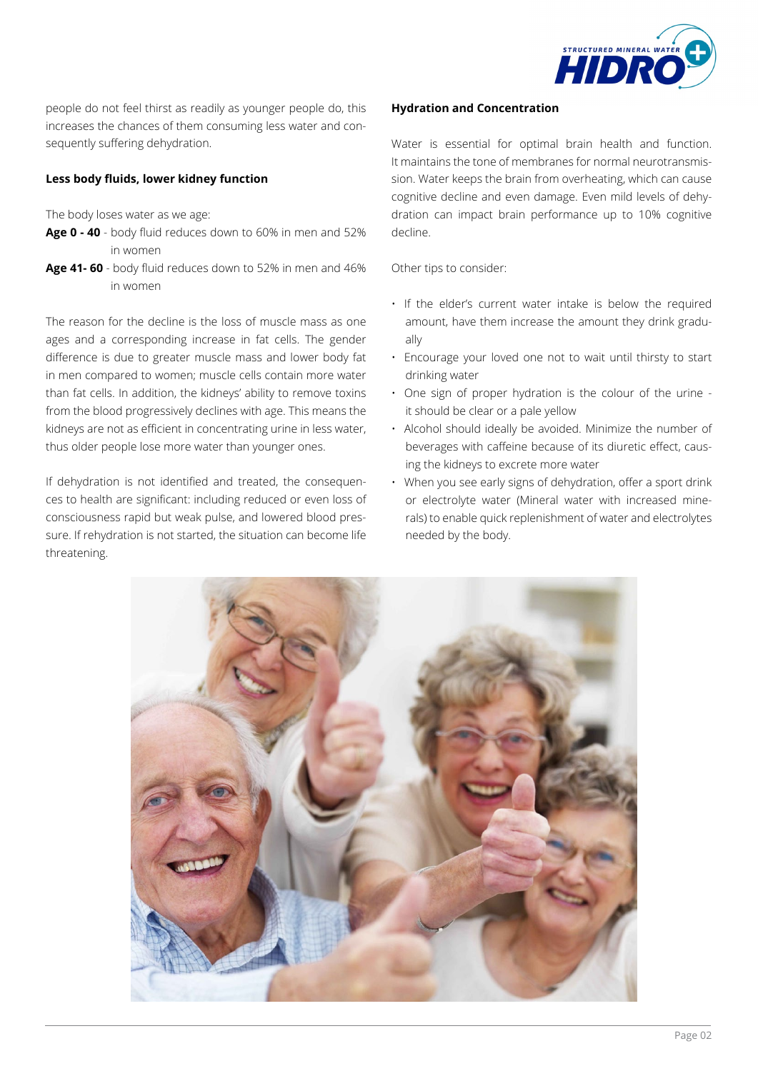people do not feel thirst as readily as younger people do, this increases the chances of them consuming less water and consequently suffering dehydration.

**Less body fluids, lower kidney function**

The body loses water as we age:

**Age 0 - 40** - body fluid reduces down to 60% in men and 52% in women

**Age 41- 60** - body fluid reduces down to 52% in men and 46% in women

The reason for the decline is the loss of muscle mass as one ages and a corresponding increase in fat cells. The gender difference is due to greater muscle mass and lower body fat in men compared to women; muscle cells contain more water than fat cells. In addition, the kidneys' ability to remove toxins from the blood progressively declines with age. This means the kidneys are not as efficient in concentrating urine in less water, thus older people lose more water than younger ones.

If dehydration is not identified and treated, the consequences to health are significant: including reduced or even loss of consciousness rapid but weak pulse, and lowered blood pressure. If rehydration is not started, the situation can become life threatening.

**Hydration and Concentration**

Water is essential for optimal brain health and function. It maintains the tone of membranes for normal neurotransmission. Water keeps the brain from overheating, which can cause cognitive decline and even damage. Even mild levels of dehydration can impact brain performance up to 10% cognitive decline.

Other tips to consider:

- If the elder's current water intake is below the required amount, have them increase the amount they drink gradually
- Encourage your loved one not to wait until thirsty to start drinking water
- One sign of proper hydration is the colour of the urine - it should be clear or a pale yellow
- Alcohol should ideally be avoided. Minimize the number of beverages with caffeine because of its diuretic effect, causing the kidneys to excrete more water
- When you see early signs of dehydration, offer a sport drink or electrolyte water (Mineral water with increased minerals) to enable quick replenishment of water and electrolytes needed by the body.